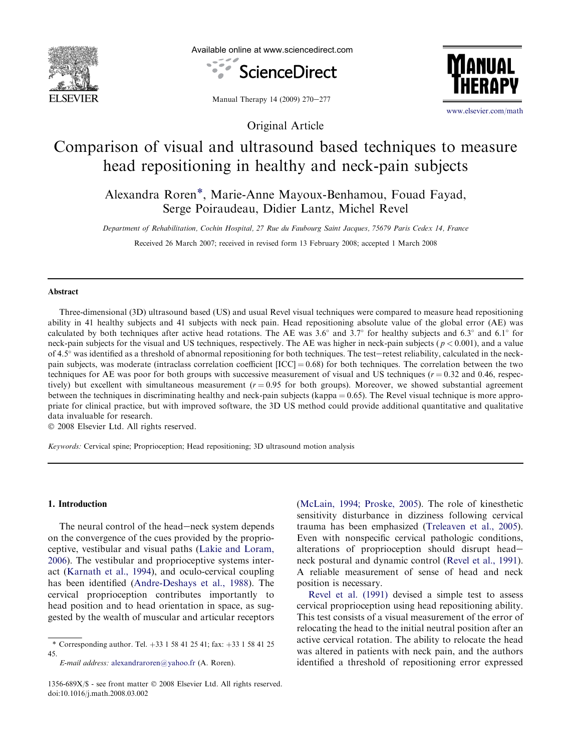Original Article

# Comparison of visual and ultrasound based techniques to measure head repositioning in healthy and neck-pain subjects

Alexandra Roren*, Marie-Anne Mayoux-Benhamou, Fouad Fayad, Serge Poiraudeau, Didier Lantz, Michel Revel

*Department of Rehabilitation, Cochin Hospital, 27 Rue du Faubourg Saint Jacques, 75679 Paris Cedex 14, France*

Received 26 March 2007; received in revised form 13 February 2008; accepted 1 March 2008

## Abstract

Three-dimensional (3D) ultrasound based (US) and usual Revel visual techniques were compared to measure head repositioning ability in 41 healthy subjects and 41 subjects with neck pain. Head repositioning absolute value of the global error (AE) was calculated by both techniques after active head rotations. The AE was 3.6° and 3.7° for healthy subjects and 6.3° and 6.1° for neck-pain subjects for the visual and US techniques, respectively. The AE was higher in neck-pain subjects ($p < 0.001$), and a value of 4.5° was identified as a threshold of abnormal repositioning for both techniques. The test–retest reliability, calculated in the neck-pain subjects, was moderate (intraclass correlation coefficient [ICC] = 0.68) for both techniques. The correlation between the two techniques for AE was poor for both groups with successive measurement of visual and US techniques ($r = 0.32$ and 0.46, respectively) but excellent with simultaneous measurement ($r = 0.95$ for both groups). Moreover, we showed substantial agreement between the techniques in discriminating healthy and neck-pain subjects (kappa = 0.65). The Revel visual technique is more appropriate for clinical practice, but with improved software, the 3D US method could provide additional quantitative and qualitative data invaluable for research.

© 2008 Elsevier Ltd. All rights reserved.

*Keywords:* Cervical spine; Proprioception; Head repositioning; 3D ultrasound motion analysis

## 1. Introduction

The neural control of the head–neck system depends on the convergence of the cues provided by the proprioceptive, vestibular and visual paths (Lakie and Loram, 2006). The vestibular and proprioceptive systems interact (Karnath et al., 1994), and oculo-cervical coupling has been identified (Andre-Deshays et al., 1988). The cervical proprioception contributes importantly to head position and to head orientation in space, as suggested by the wealth of muscular and articular receptors (McLain, 1994; Proske, 2005). The role of kinesthetic sensitivity disturbance in dizziness following cervical trauma has been emphasized (Treleaven et al., 2005). Even with nonspecific cervical pathologic conditions, alterations of proprioception should disrupt head–neck postural and dynamic control (Revel et al., 1991). A reliable measurement of sense of head and neck position is necessary.

Revel et al. (1991) devised a simple test to assess cervical proprioception using head repositioning ability. This test consists of a visual measurement of the error of relocating the head to the initial neutral position after an active cervical rotation. The ability to relocate the head was altered in patients with neck pain, and the authors identified a threshold of repositioning error expressed

\* Corresponding author. Tel. +33 1 58 41 25 41; fax: +33 1 58 41 25 45.

*E-mail address:* alexandraroren@yahoo.fr (A. Roren).

1356-689X/$ - see front matter © 2008 Elsevier Ltd. All rights reserved.
doi:10.1016/j.math.2008.03.002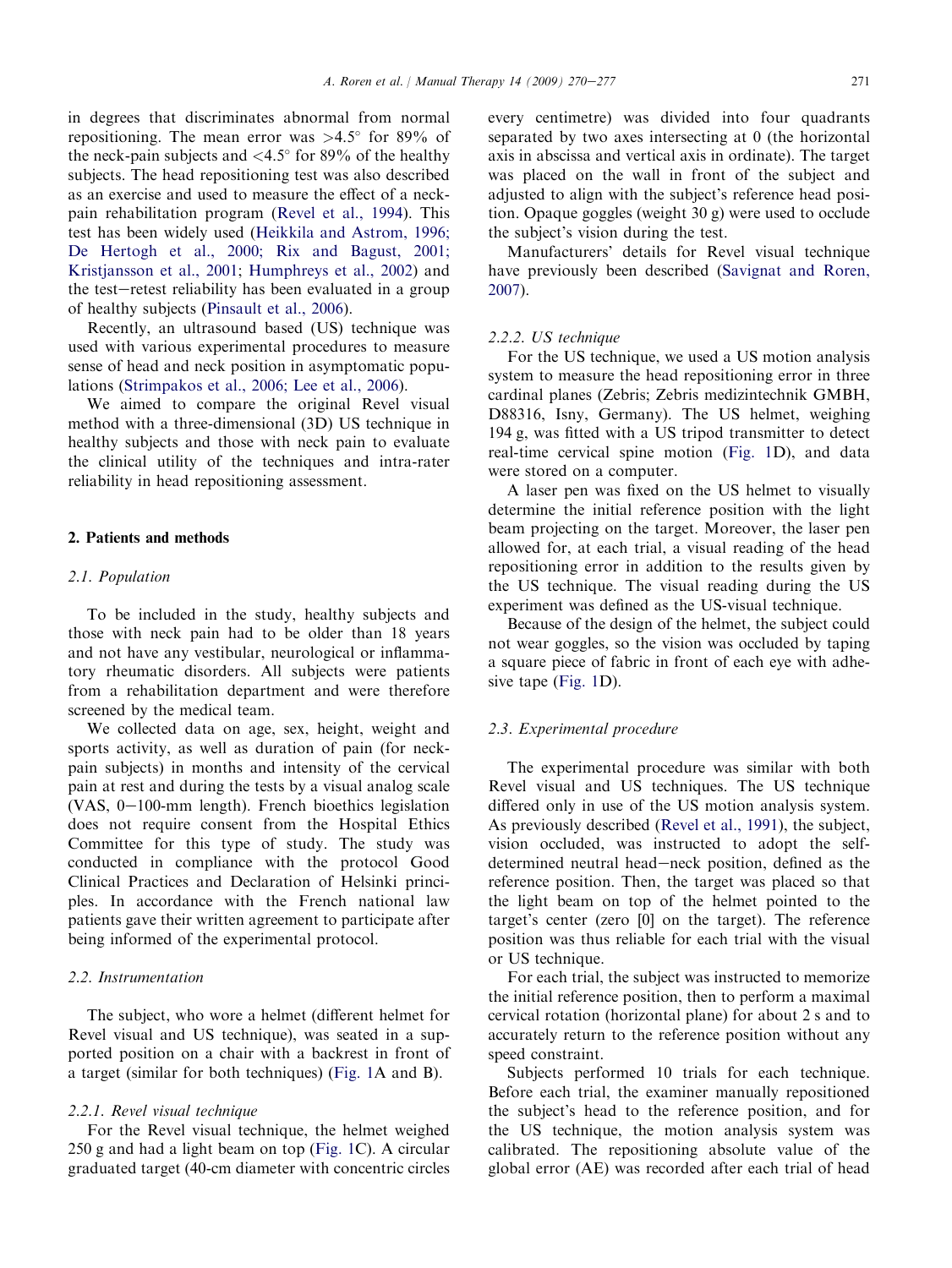in degrees that discriminates abnormal from normal repositioning. The mean error was >4.5° for 89% of the neck-pain subjects and <4.5° for 89% of the healthy subjects. The head repositioning test was also described as an exercise and used to measure the effect of a neck-pain rehabilitation program (Revel et al., 1994). This test has been widely used (Heikkila and Astrom, 1996; De Hertogh et al., 2000; Rix and Bagust, 2001; Kristjansson et al., 2001; Humphreys et al., 2002) and the test–retest reliability has been evaluated in a group of healthy subjects (Pinsault et al., 2006).

Recently, an ultrasound based (US) technique was used with various experimental procedures to measure sense of head and neck position in asymptomatic populations (Strimpakos et al., 2006; Lee et al., 2006).

We aimed to compare the original Revel visual method with a three-dimensional (3D) US technique in healthy subjects and those with neck pain to evaluate the clinical utility of the techniques and intra-rater reliability in head repositioning assessment.

## 2. Patients and methods

### 2.1. Population

To be included in the study, healthy subjects and those with neck pain had to be older than 18 years and not have any vestibular, neurological or inflammatory rheumatic disorders. All subjects were patients from a rehabilitation department and were therefore screened by the medical team.

We collected data on age, sex, height, weight and sports activity, as well as duration of pain (for neck-pain subjects) in months and intensity of the cervical pain at rest and during the tests by a visual analog scale (VAS, 0–100-mm length). French bioethics legislation does not require consent from the Hospital Ethics Committee for this type of study. The study was conducted in compliance with the protocol Good Clinical Practices and Declaration of Helsinki principles. In accordance with the French national law patients gave their written agreement to participate after being informed of the experimental protocol.

### 2.2. Instrumentation

The subject, who wore a helmet (different helmet for Revel visual and US technique), was seated in a supported position on a chair with a backrest in front of a target (similar for both techniques) (Fig. 1A and B).

#### 2.2.1. Revel visual technique

For the Revel visual technique, the helmet weighed 250 g and had a light beam on top (Fig. 1C). A circular graduated target (40-cm diameter with concentric circles every centimetre) was divided into four quadrants separated by two axes intersecting at 0 (the horizontal axis in abscissa and vertical axis in ordinate). The target was placed on the wall in front of the subject and adjusted to align with the subject's reference head position. Opaque goggles (weight 30 g) were used to occlude the subject's vision during the test.

Manufacturers' details for Revel visual technique have previously been described (Savignat and Roren, 2007).

#### 2.2.2. US technique

For the US technique, we used a US motion analysis system to measure the head repositioning error in three cardinal planes (Zebris; Zebris medizintechnik GMBH, D88316, Isny, Germany). The US helmet, weighing 194 g, was fitted with a US tripod transmitter to detect real-time cervical spine motion (Fig. 1D), and data were stored on a computer.

A laser pen was fixed on the US helmet to visually determine the initial reference position with the light beam projecting on the target. Moreover, the laser pen allowed for, at each trial, a visual reading of the head repositioning error in addition to the results given by the US technique. The visual reading during the US experiment was defined as the US-visual technique.

Because of the design of the helmet, the subject could not wear goggles, so the vision was occluded by taping a square piece of fabric in front of each eye with adhesive tape (Fig. 1D).

### 2.3. Experimental procedure

The experimental procedure was similar with both Revel visual and US techniques. The US technique differed only in use of the US motion analysis system. As previously described (Revel et al., 1991), the subject, vision occluded, was instructed to adopt the self-determined neutral head–neck position, defined as the reference position. Then, the target was placed so that the light beam on top of the helmet pointed to the target's center (zero [0] on the target). The reference position was thus reliable for each trial with the visual or US technique.

For each trial, the subject was instructed to memorize the initial reference position, then to perform a maximal cervical rotation (horizontal plane) for about 2 s and to accurately return to the reference position without any speed constraint.

Subjects performed 10 trials for each technique. Before each trial, the examiner manually repositioned the subject's head to the reference position, and for the US technique, the motion analysis system was calibrated. The repositioning absolute value of the global error (AE) was recorded after each trial of head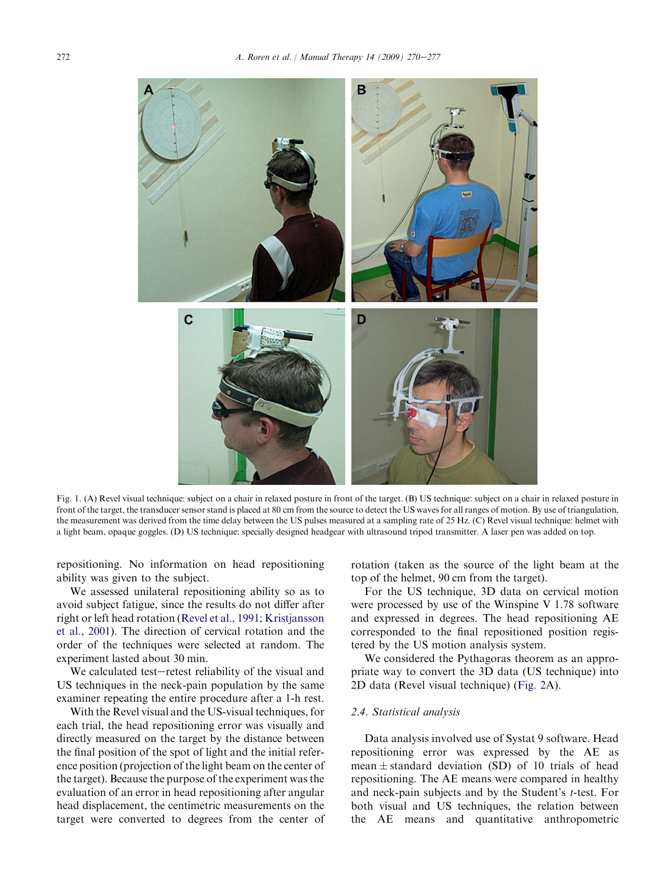Fig. 1. (A) Revel visual technique: subject on a chair in relaxed posture in front of the target. (B) US technique: subject on a chair in relaxed posture in front of the target, the transducer sensor stand is placed at 80 cm from the source to detect the US waves for all ranges of motion. By use of triangulation, the measurement was derived from the time delay between the US pulses measured at a sampling rate of 25 Hz. (C) Revel visual technique: helmet with a light beam, opaque goggles. (D) US technique: specially designed headgear with ultrasound tripod transmitter. A laser pen was added on top.

repositioning. No information on head repositioning ability was given to the subject.

We assessed unilateral repositioning ability so as to avoid subject fatigue, since the results do not differ after right or left head rotation (Revel et al., 1991; Kristjansson et al., 2001). The direction of cervical rotation and the order of the techniques were selected at random. The experiment lasted about 30 min.

We calculated test–retest reliability of the visual and US techniques in the neck-pain population by the same examiner repeating the entire procedure after a 1-h rest.

With the Revel visual and the US-visual techniques, for each trial, the head repositioning error was visually and directly measured on the target by the distance between the final position of the spot of light and the initial reference position (projection of the light beam on the center of the target). Because the purpose of the experiment was the evaluation of an error in head repositioning after angular head displacement, the centimetric measurements on the target were converted to degrees from the center of rotation (taken as the source of the light beam at the top of the helmet, 90 cm from the target).

For the US technique, 3D data on cervical motion were processed by use of the Winspine V 1.78 software and expressed in degrees. The head repositioning AE corresponded to the final repositioned position registered by the US motion analysis system.

We considered the Pythagoras theorem as an appropriate way to convert the 3D data (US technique) into 2D data (Revel visual technique) (Fig. 2A).

### 2.4. Statistical analysis

Data analysis involved use of Systat 9 software. Head repositioning error was expressed by the AE as mean ± standard deviation (SD) of 10 trials of head repositioning. The AE means were compared in healthy and neck-pain subjects and by the Student's *t*-test. For both visual and US techniques, the relation between the AE means and quantitative anthropometric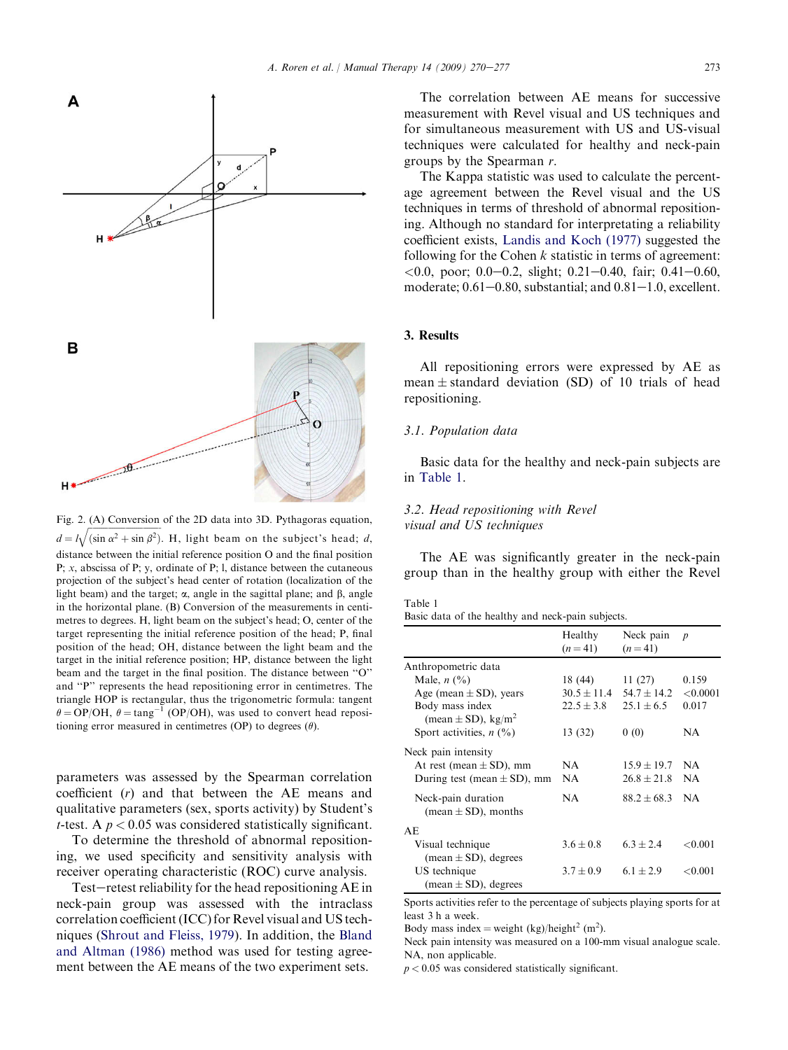Fig. 2. (A) Conversion of the 2D data into 3D. Pythagoras equation, $d = l\sqrt{(\sin\alpha^2 + \sin\beta^2)}$. H, light beam on the subject's head; $d$, distance between the initial reference position O and the final position P; $x$, abscissa of P; y, ordinate of P; l, distance between the cutaneous projection of the subject's head center of rotation (localization of the light beam) and the target; $\alpha$, angle in the sagittal plane; and $\beta$, angle in the horizontal plane. (B) Conversion of the measurements in centimetres to degrees. H, light beam on the subject's head; O, center of the target representing the initial reference position of the head; P, final position of the head; OH, distance between the light beam and the target in the initial reference position; HP, distance between the light beam and the target in the final position. The distance between "O" and "P" represents the head repositioning error in centimetres. The triangle HOP is rectangular, thus the trigonometric formula: tangent $\theta = \text{OP/OH}$, $\theta = \text{tang}^{-1}$ (OP/OH), was used to convert head repositioning error measured in centimetres (OP) to degrees ($\theta$).

parameters was assessed by the Spearman correlation coefficient ($r$) and that between the AE means and qualitative parameters (sex, sports activity) by Student's $t$-test. A $p < 0.05$ was considered statistically significant.

To determine the threshold of abnormal repositioning, we used specificity and sensitivity analysis with receiver operating characteristic (ROC) curve analysis.

Test–retest reliability for the head repositioning AE in neck-pain group was assessed with the intraclass correlation coefficient (ICC) for Revel visual and US techniques (Shrout and Fleiss, 1979). In addition, the Bland and Altman (1986) method was used for testing agreement between the AE means of the two experiment sets.

The correlation between AE means for successive measurement with Revel visual and US techniques and for simultaneous measurement with US and US-visual techniques were calculated for healthy and neck-pain groups by the Spearman $r$.

The Kappa statistic was used to calculate the percentage agreement between the Revel visual and the US techniques in terms of threshold of abnormal repositioning. Although no standard for interpreting a reliability coefficient exists, Landis and Koch (1977) suggested the following for the Cohen $k$ statistic in terms of agreement: <0.0, poor; 0.0–0.2, slight; 0.21–0.40, fair; 0.41–0.60, moderate; 0.61–0.80, substantial; and 0.81–1.0, excellent.

## 3. Results

All repositioning errors were expressed by AE as mean ± standard deviation (SD) of 10 trials of head repositioning.

### 3.1. Population data

Basic data for the healthy and neck-pain subjects are in Table 1.

### 3.2. Head repositioning with Revel visual and US techniques

The AE was significantly greater in the neck-pain group than in the healthy group with either the Revel

Table 1
Basic data of the healthy and neck-pain subjects.

| | Healthy ($n = 41$) | Neck pain ($n = 41$) | $p$ |
|---|---|---|---|
| Anthropometric data | | | |
| Male, $n$ (%) | 18 (44) | 11 (27) | 0.159 |
| Age (mean ± SD), years | 30.5 ± 11.4 | 54.7 ± 14.2 | <0.0001 |
| Body mass index (mean ± SD), kg/m$^2$ | 22.5 ± 3.8 | 25.1 ± 6.5 | 0.017 |
| Sport activities, $n$ (%) | 13 (32) | 0 (0) | NA |
| Neck pain intensity | | | |
| At rest (mean ± SD), mm | NA | 15.9 ± 19.7 | NA |
| During test (mean ± SD), mm | NA | 26.8 ± 21.8 | NA |
| Neck-pain duration (mean ± SD), months | NA | 88.2 ± 68.3 | NA |
| AE | | | |
| Visual technique (mean ± SD), degrees | 3.6 ± 0.8 | 6.3 ± 2.4 | <0.001 |
| US technique (mean ± SD), degrees | 3.7 ± 0.9 | 6.1 ± 2.9 | <0.001 |

Sports activities refer to the percentage of subjects playing sports for at least 3 h a week.
Body mass index = weight (kg)/height$^2$ (m$^2$).
Neck pain intensity was measured on a 100-mm visual analogue scale.
NA, non applicable.
$p < 0.05$ was considered statistically significant.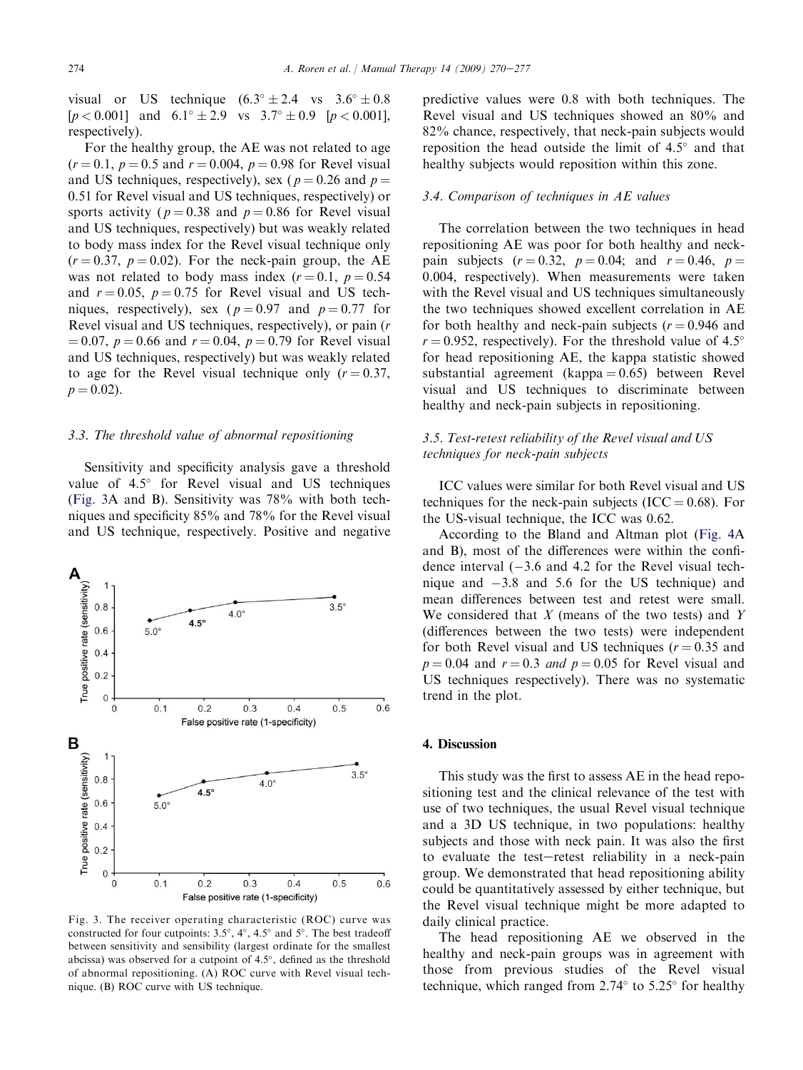visual or US technique ($6.3° \pm 2.4$ vs $3.6° \pm 0.8$ [$p < 0.001$] and $6.1° \pm 2.9$ vs $3.7° \pm 0.9$ [$p < 0.001$], respectively).

For the healthy group, the AE was not related to age ($r = 0.1$, $p = 0.5$ and $r = 0.004$, $p = 0.98$ for Revel visual and US techniques, respectively), sex ($p = 0.26$ and $p = 0.51$ for Revel visual and US techniques, respectively) or sports activity ($p = 0.38$ and $p = 0.86$ for Revel visual and US techniques, respectively) but was weakly related to body mass index for the Revel visual technique only ($r = 0.37$, $p = 0.02$). For the neck-pain group, the AE was not related to body mass index ($r = 0.1$, $p = 0.54$ and $r = 0.05$, $p = 0.75$ for Revel visual and US techniques, respectively), sex ($p = 0.97$ and $p = 0.77$ for Revel visual and US techniques, respectively), or pain ($r = 0.07$, $p = 0.66$ and $r = 0.04$, $p = 0.79$ for Revel visual and US techniques, respectively) but was weakly related to age for the Revel visual technique only ($r = 0.37$, $p = 0.02$).

### 3.3. The threshold value of abnormal repositioning

Sensitivity and specificity analysis gave a threshold value of 4.5° for Revel visual and US techniques (Fig. 3A and B). Sensitivity was 78% with both techniques and specificity 85% and 78% for the Revel visual and US technique, respectively. Positive and negative predictive values were 0.8 with both techniques. The Revel visual and US techniques showed an 80% and 82% chance, respectively, that neck-pain subjects would reposition the head outside the limit of 4.5° and that healthy subjects would reposition within this zone.

Fig. 3. The receiver operating characteristic (ROC) curve was constructed for four cutpoints: 3.5°, 4°, 4.5° and 5°. The best tradeoff between sensitivity and sensibility (largest ordinate for the smallest abcissa) was observed for a cutpoint of 4.5°, defined as the threshold of abnormal repositioning. (A) ROC curve with Revel visual technique. (B) ROC curve with US technique.

### 3.4. Comparison of techniques in AE values

The correlation between the two techniques in head repositioning AE was poor for both healthy and neck-pain subjects ($r = 0.32$, $p = 0.04$; and $r = 0.46$, $p = 0.004$, respectively). When measurements were taken with the Revel visual and US techniques simultaneously the two techniques showed excellent correlation in AE for both healthy and neck-pain subjects ($r = 0.946$ and $r = 0.952$, respectively). For the threshold value of 4.5° for head repositioning AE, the kappa statistic showed substantial agreement (kappa = 0.65) between Revel visual and US techniques to discriminate between healthy and neck-pain subjects in repositioning.

### 3.5. Test-retest reliability of the Revel visual and US techniques for neck-pain subjects

ICC values were similar for both Revel visual and US techniques for the neck-pain subjects (ICC = 0.68). For the US-visual technique, the ICC was 0.62.

According to the Bland and Altman plot (Fig. 4A and B), most of the differences were within the confidence interval (−3.6 and 4.2 for the Revel visual technique and −3.8 and 5.6 for the US technique) and mean differences between test and retest were small. We considered that $X$ (means of the two tests) and $Y$ (differences between the two tests) were independent for both Revel visual and US techniques ($r = 0.35$ and $p = 0.04$ and $r = 0.3$ *and* $p = 0.05$ for Revel visual and US techniques respectively). There was no systematic trend in the plot.

## 4. Discussion

This study was the first to assess AE in the head repositioning test and the clinical relevance of the test with use of two techniques, the usual Revel visual technique and a 3D US technique, in two populations: healthy subjects and those with neck pain. It was also the first to evaluate the test–retest reliability in a neck-pain group. We demonstrated that head repositioning ability could be quantitatively assessed by either technique, but the Revel visual technique might be more adapted to daily clinical practice.

The head repositioning AE we observed in the healthy and neck-pain groups was in agreement with those from previous studies of the Revel visual technique, which ranged from 2.74° to 5.25° for healthy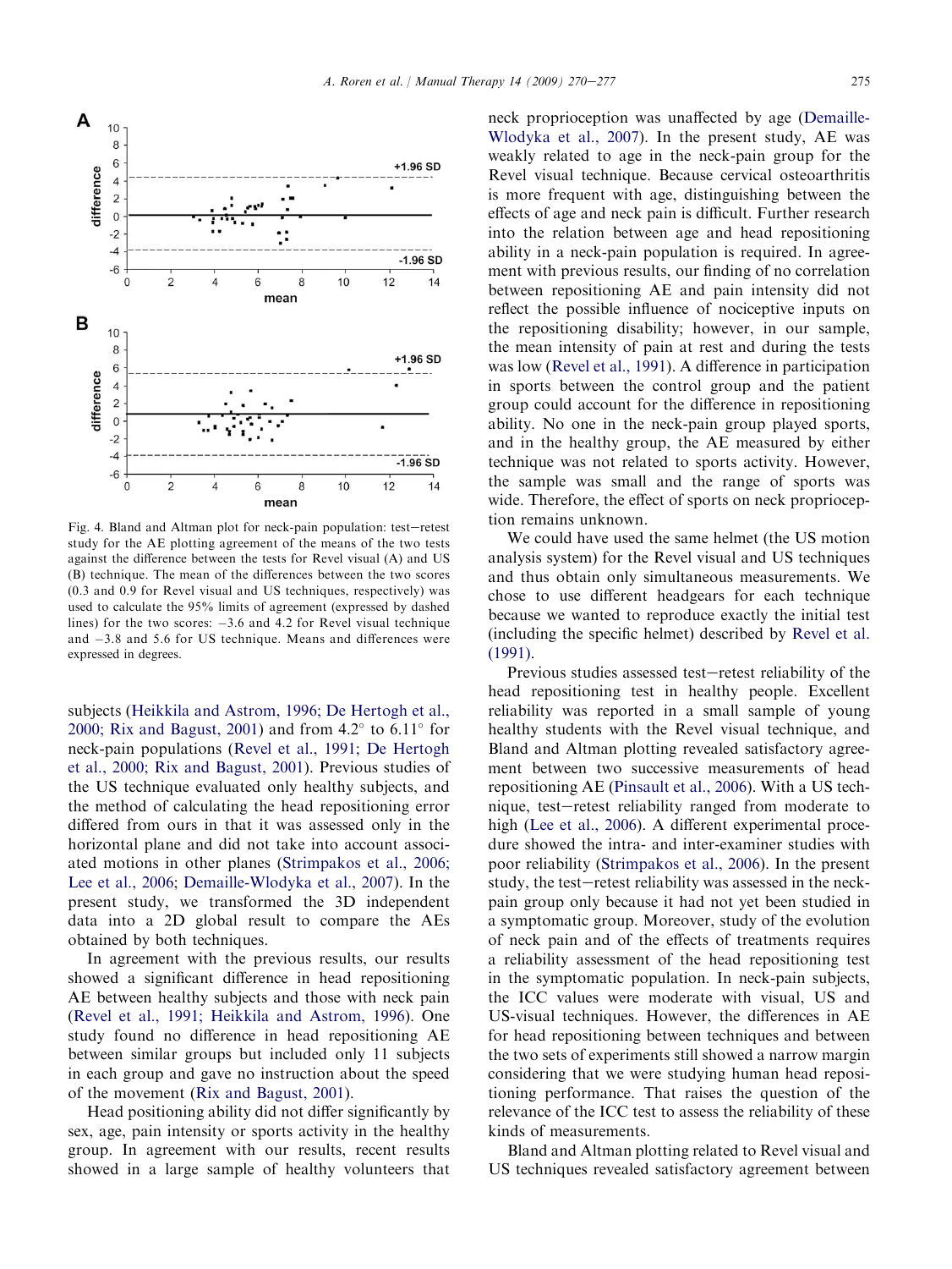A

10
8
6
4
2
0
-2
-4
-6

difference

+1.96 SD

-1.96 SD

0 2 4 6 8 10 12 14

mean

B

10
8
6
4
2
0
-2
-4
-6

difference

+1.96 SD

-1.96 SD

0 2 4 6 8 10 12 14

mean

Fig. 4. Bland and Altman plot for neck-pain population: test–retest study for the AE plotting agreement of the means of the two tests against the difference between the tests for Revel visual (A) and US (B) technique. The mean of the differences between the two scores (0.3 and 0.9 for Revel visual and US techniques, respectively) was used to calculate the 95% limits of agreement (expressed by dashed lines) for the two scores: −3.6 and 4.2 for Revel visual technique and −3.8 and 5.6 for US technique. Means and differences were expressed in degrees.

subjects (Heikkila and Astrom, 1996; De Hertogh et al., 2000; Rix and Bagust, 2001) and from 4.2° to 6.11° for neck-pain populations (Revel et al., 1991; De Hertogh et al., 2000; Rix and Bagust, 2001). Previous studies of the US technique evaluated only healthy subjects, and the method of calculating the head repositioning error differed from ours in that it was assessed only in the horizontal plane and did not take into account associated motions in other planes (Strimpakos et al., 2006; Lee et al., 2006; Demaille-Wlodyka et al., 2007). In the present study, we transformed the 3D independent data into a 2D global result to compare the AEs obtained by both techniques.

In agreement with the previous results, our results showed a significant difference in head repositioning AE between healthy subjects and those with neck pain (Revel et al., 1991; Heikkila and Astrom, 1996). One study found no difference in head repositioning AE between similar groups but included only 11 subjects in each group and gave no instruction about the speed of the movement (Rix and Bagust, 2001).

Head positioning ability did not differ significantly by sex, age, pain intensity or sports activity in the healthy group. In agreement with our results, recent results showed in a large sample of healthy volunteers that neck proprioception was unaffected by age (Demaille-Wlodyka et al., 2007). In the present study, AE was weakly related to age in the neck-pain group for the Revel visual technique. Because cervical osteoarthritis is more frequent with age, distinguishing between the effects of age and neck pain is difficult. Further research into the relation between age and head repositioning ability in a neck-pain population is required. In agreement with previous results, our finding of no correlation between repositioning AE and pain intensity did not reflect the possible influence of nociceptive inputs on the repositioning disability; however, in our sample, the mean intensity of pain at rest and during the tests was low (Revel et al., 1991). A difference in participation in sports between the control group and the patient group could account for the difference in repositioning ability. No one in the neck-pain group played sports, and in the healthy group, the AE measured by either technique was not related to sports activity. However, the sample was small and the range of sports was wide. Therefore, the effect of sports on neck proprioception remains unknown.

We could have used the same helmet (the US motion analysis system) for the Revel visual and US techniques and thus obtain only simultaneous measurements. We chose to use different headgears for each technique because we wanted to reproduce exactly the initial test (including the specific helmet) described by Revel et al. (1991).

Previous studies assessed test–retest reliability of the head repositioning test in healthy people. Excellent reliability was reported in a small sample of young healthy students with the Revel visual technique, and Bland and Altman plotting revealed satisfactory agreement between two successive measurements of head repositioning AE (Pinsault et al., 2006). With a US technique, test–retest reliability ranged from moderate to high (Lee et al., 2006). A different experimental procedure showed the intra- and inter-examiner studies with poor reliability (Strimpakos et al., 2006). In the present study, the test–retest reliability was assessed in the neck-pain group only because it had not yet been studied in a symptomatic group. Moreover, study of the evolution of neck pain and of the effects of treatments requires a reliability assessment of the head repositioning test in the symptomatic population. In neck-pain subjects, the ICC values were moderate with visual, US and US-visual techniques. However, the differences in AE for head repositioning between techniques and between the two sets of experiments still showed a narrow margin considering that we were studying human head repositioning performance. That raises the question of the relevance of the ICC test to assess the reliability of these kinds of measurements.

Bland and Altman plotting related to Revel visual and US techniques revealed satisfactory agreement between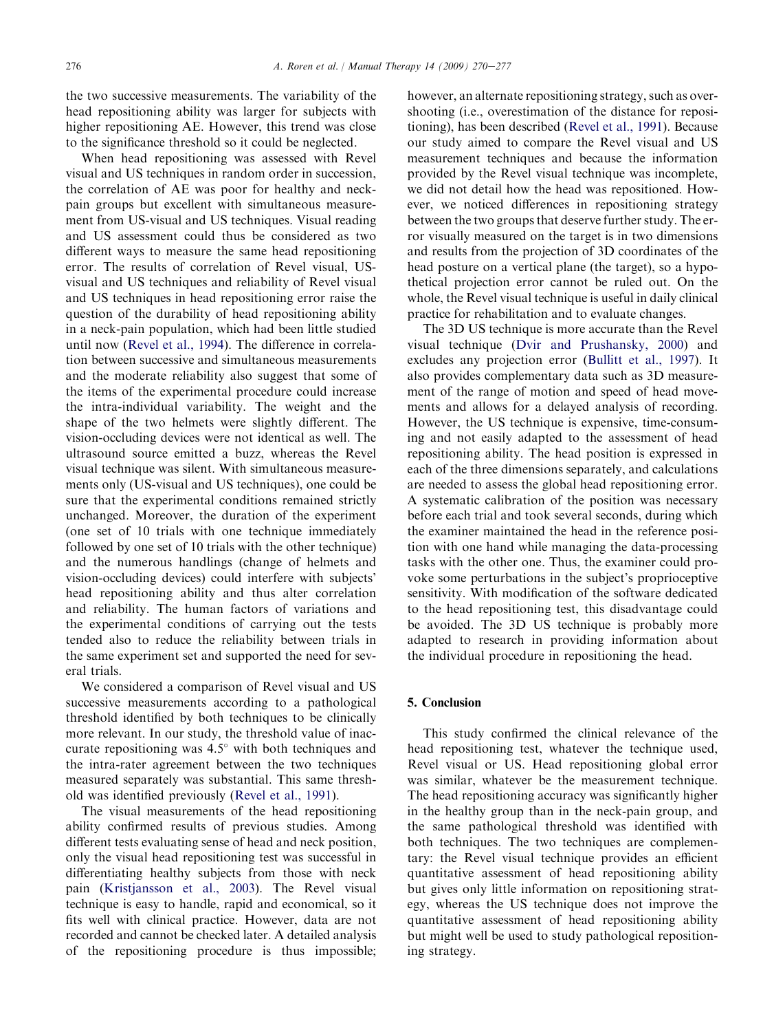the two successive measurements. The variability of the head repositioning ability was larger for subjects with higher repositioning AE. However, this trend was close to the significance threshold so it could be neglected.

When head repositioning was assessed with Revel visual and US techniques in random order in succession, the correlation of AE was poor for healthy and neck-pain groups but excellent with simultaneous measurement from US-visual and US techniques. Visual reading and US assessment could thus be considered as two different ways to measure the same head repositioning error. The results of correlation of Revel visual, US-visual and US techniques and reliability of Revel visual and US techniques in head repositioning error raise the question of the durability of head repositioning ability in a neck-pain population, which had been little studied until now (Revel et al., 1994). The difference in correlation between successive and simultaneous measurements and the moderate reliability also suggest that some of the items of the experimental procedure could increase the intra-individual variability. The weight and the shape of the two helmets were slightly different. The vision-occluding devices were not identical as well. The ultrasound source emitted a buzz, whereas the Revel visual technique was silent. With simultaneous measurements only (US-visual and US techniques), one could be sure that the experimental conditions remained strictly unchanged. Moreover, the duration of the experiment (one set of 10 trials with one technique immediately followed by one set of 10 trials with the other technique) and the numerous handlings (change of helmets and vision-occluding devices) could interfere with subjects' head repositioning ability and thus alter correlation and reliability. The human factors of variations and the experimental conditions of carrying out the tests tended also to reduce the reliability between trials in the same experiment set and supported the need for several trials.

We considered a comparison of Revel visual and US successive measurements according to a pathological threshold identified by both techniques to be clinically more relevant. In our study, the threshold value of inaccurate repositioning was 4.5° with both techniques and the intra-rater agreement between the two techniques measured separately was substantial. This same threshold was identified previously (Revel et al., 1991).

The visual measurements of the head repositioning ability confirmed results of previous studies. Among different tests evaluating sense of head and neck position, only the visual head repositioning test was successful in differentiating healthy subjects from those with neck pain (Kristjansson et al., 2003). The Revel visual technique is easy to handle, rapid and economical, so it fits well with clinical practice. However, data are not recorded and cannot be checked later. A detailed analysis of the repositioning procedure is thus impossible; however, an alternate repositioning strategy, such as overshooting (i.e., overestimation of the distance for repositioning), has been described (Revel et al., 1991). Because our study aimed to compare the Revel visual and US measurement techniques and because the information provided by the Revel visual technique was incomplete, we did not detail how the head was repositioned. However, we noticed differences in repositioning strategy between the two groups that deserve further study. The error visually measured on the target is in two dimensions and results from the projection of 3D coordinates of the head posture on a vertical plane (the target), so a hypothetical projection error cannot be ruled out. On the whole, the Revel visual technique is useful in daily clinical practice for rehabilitation and to evaluate changes.

The 3D US technique is more accurate than the Revel visual technique (Dvir and Prushansky, 2000) and excludes any projection error (Bullitt et al., 1997). It also provides complementary data such as 3D measurement of the range of motion and speed of head movements and allows for a delayed analysis of recording. However, the US technique is expensive, time-consuming and not easily adapted to the assessment of head repositioning ability. The head position is expressed in each of the three dimensions separately, and calculations are needed to assess the global head repositioning error. A systematic calibration of the position was necessary before each trial and took several seconds, during which the examiner maintained the head in the reference position with one hand while managing the data-processing tasks with the other one. Thus, the examiner could provoke some perturbations in the subject's proprioceptive sensitivity. With modification of the software dedicated to the head repositioning test, this disadvantage could be avoided. The 3D US technique is probably more adapted to research in providing information about the individual procedure in repositioning the head.

## 5. Conclusion

This study confirmed the clinical relevance of the head repositioning test, whatever the technique used, Revel visual or US. Head repositioning global error was similar, whatever be the measurement technique. The head repositioning accuracy was significantly higher in the healthy group than in the neck-pain group, and the same pathological threshold was identified with both techniques. The two techniques are complementary: the Revel visual technique provides an efficient quantitative assessment of head repositioning ability but gives only little information on repositioning strategy, whereas the US technique does not improve the quantitative assessment of head repositioning ability but might well be used to study pathological repositioning strategy.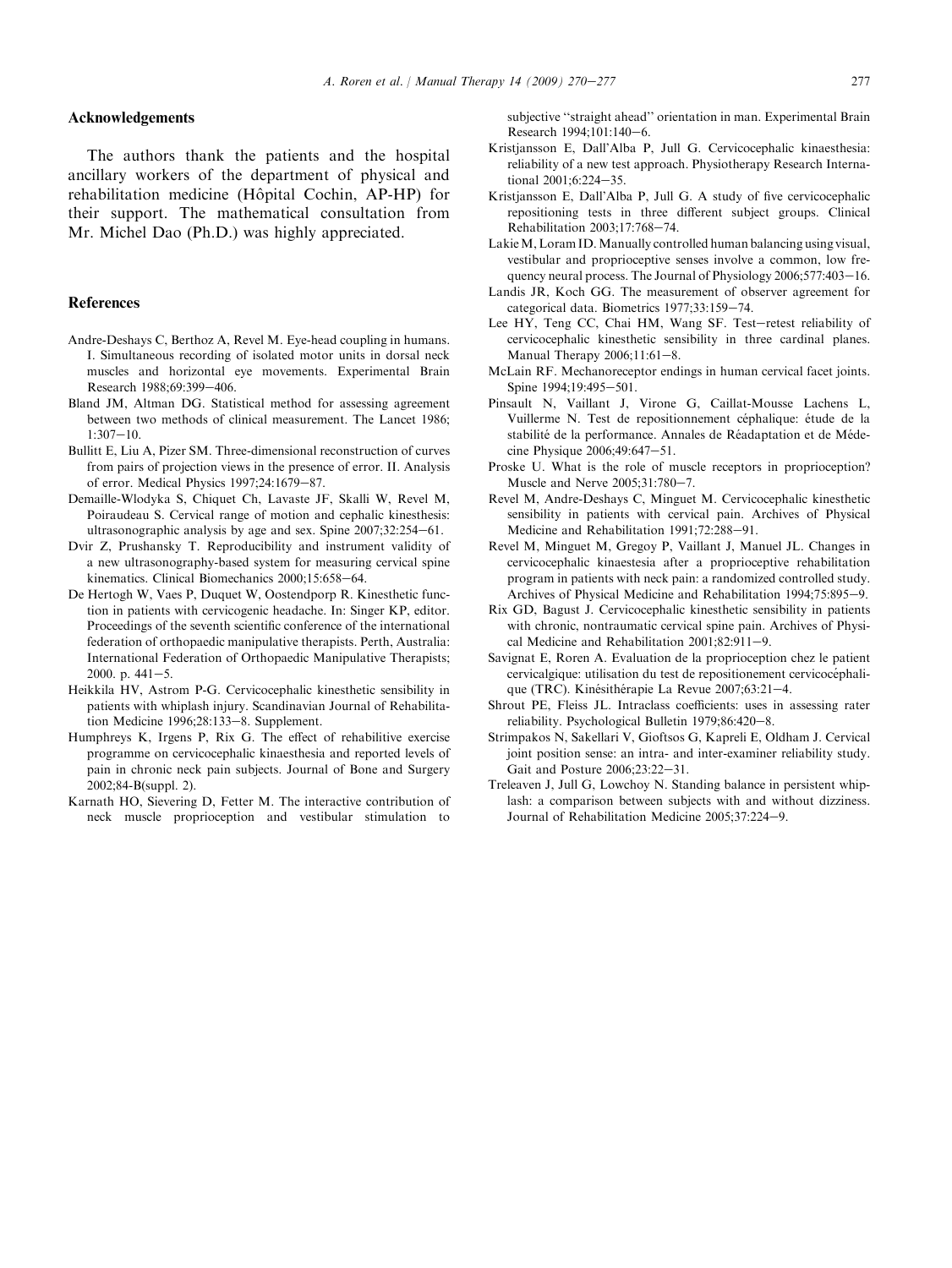## Acknowledgements

The authors thank the patients and the hospital ancillary workers of the department of physical and rehabilitation medicine (Hôpital Cochin, AP-HP) for their support. The mathematical consultation from Mr. Michel Dao (Ph.D.) was highly appreciated.

## References

Andre-Deshays C, Berthoz A, Revel M. Eye-head coupling in humans. I. Simultaneous recording of isolated motor units in dorsal neck muscles and horizontal eye movements. Experimental Brain Research 1988;69:399–406.

Bland JM, Altman DG. Statistical method for assessing agreement between two methods of clinical measurement. The Lancet 1986; 1:307–10.

Bullitt E, Liu A, Pizer SM. Three-dimensional reconstruction of curves from pairs of projection views in the presence of error. II. Analysis of error. Medical Physics 1997;24:1679–87.

Demaille-Wlodyka S, Chiquet Ch, Lavaste JF, Skalli W, Revel M, Poiraudeau S. Cervical range of motion and cephalic kinesthesis: ultrasonographic analysis by age and sex. Spine 2007;32:254–61.

Dvir Z, Prushansky T. Reproducibility and instrument validity of a new ultrasonography-based system for measuring cervical spine kinematics. Clinical Biomechanics 2000;15:658–64.

De Hertogh W, Vaes P, Duquet W, Oostendporp R. Kinesthetic function in patients with cervicogenic headache. In: Singer KP, editor. Proceedings of the seventh scientific conference of the international federation of orthopaedic manipulative therapists. Perth, Australia: International Federation of Orthopaedic Manipulative Therapists; 2000. p. 441–5.

Heikkila HV, Astrom P-G. Cervicocephalic kinesthetic sensibility in patients with whiplash injury. Scandinavian Journal of Rehabilitation Medicine 1996;28:133–8. Supplement.

Humphreys K, Irgens P, Rix G. The effect of rehabilitive exercise programme on cervicocephalic kinaesthesia and reported levels of pain in chronic neck pain subjects. Journal of Bone and Surgery 2002;84-B(suppl. 2).

Karnath HO, Sievering D, Fetter M. The interactive contribution of neck muscle proprioception and vestibular stimulation to subjective "straight ahead" orientation in man. Experimental Brain Research 1994;101:140–6.

Kristjansson E, Dall'Alba P, Jull G. Cervicocephalic kinaesthesia: reliability of a new test approach. Physiotherapy Research International 2001;6:224–35.

Kristjansson E, Dall'Alba P, Jull G. A study of five cervicocephalic repositioning tests in three different subject groups. Clinical Rehabilitation 2003;17:768–74.

Lakie M, Loram ID. Manually controlled human balancing using visual, vestibular and proprioceptive senses involve a common, low frequency neural process. The Journal of Physiology 2006;577:403–16.

Landis JR, Koch GG. The measurement of observer agreement for categorical data. Biometrics 1977;33:159–74.

Lee HY, Teng CC, Chai HM, Wang SF. Test–retest reliability of cervicocephalic kinesthetic sensibility in three cardinal planes. Manual Therapy 2006;11:61–8.

McLain RF. Mechanoreceptor endings in human cervical facet joints. Spine 1994;19:495–501.

Pinsault N, Vaillant J, Virone G, Caillat-Mousse Lachens L, Vuillerme N. Test de repositionnement céphalique: étude de la stabilité de la performance. Annales de Réadaptation et de Médecine Physique 2006;49:647–51.

Proske U. What is the role of muscle receptors in proprioception? Muscle and Nerve 2005;31:780–7.

Revel M, Andre-Deshays C, Minguet M. Cervicocephalic kinesthetic sensibility in patients with cervical pain. Archives of Physical Medicine and Rehabilitation 1991;72:288–91.

Revel M, Minguet M, Gregoy P, Vaillant J, Manuel JL. Changes in cervicocephalic kinaestesia after a proprioceptive rehabilitation program in patients with neck pain: a randomized controlled study. Archives of Physical Medicine and Rehabilitation 1994;75:895–9.

Rix GD, Bagust J. Cervicocephalic kinesthetic sensibility in patients with chronic, nontraumatic cervical spine pain. Archives of Physical Medicine and Rehabilitation 2001;82:911–9.

Savignat E, Roren A. Evaluation de la proprioception chez le patient cervicalgique: utilisation du test de repositionement cervicocéphalique (TRC). Kinésithérapie La Revue 2007;63:21–4.

Shrout PE, Fleiss JL. Intraclass coefficients: uses in assessing rater reliability. Psychological Bulletin 1979;86:420–8.

Strimpakos N, Sakellari V, Gioftsos G, Kapreli E, Oldham J. Cervical joint position sense: an intra- and inter-examiner reliability study. Gait and Posture 2006;23:22–31.

Treleaven J, Jull G, Lowchoy N. Standing balance in persistent whiplash: a comparison between subjects with and without dizziness. Journal of Rehabilitation Medicine 2005;37:224–9.